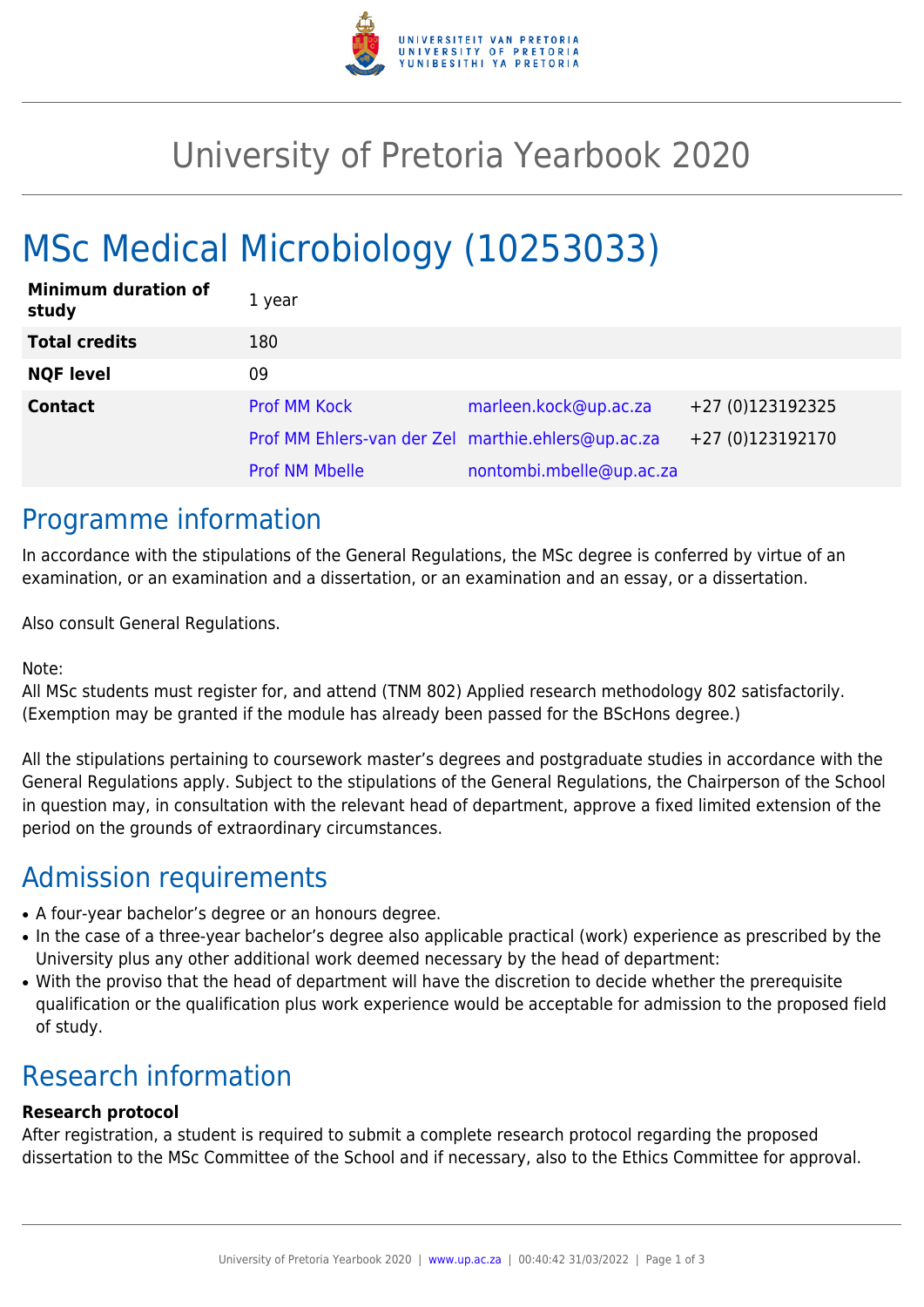# University of Pretoria Yearbook 2020

# MSc Medical Microbiology (10253033)

| | | | |
|---|---|---|---|
| **Minimum duration of study** | 1 year | | |
| **Total credits** | 180 | | |
| **NQF level** | 09 | | |
| **Contact** | Prof MM Kock | marleen.kock@up.ac.za | +27 (0)123192325 |
| | Prof MM Ehlers-van der Zel | marthie.ehlers@up.ac.za | +27 (0)123192170 |
| | Prof NM Mbelle | nontombi.mbelle@up.ac.za | |

## Programme information

In accordance with the stipulations of the General Regulations, the MSc degree is conferred by virtue of an examination, or an examination and a dissertation, or an examination and an essay, or a dissertation.

Also consult General Regulations.

Note:
All MSc students must register for, and attend (TNM 802) Applied research methodology 802 satisfactorily. (Exemption may be granted if the module has already been passed for the BScHons degree.)

All the stipulations pertaining to coursework master's degrees and postgraduate studies in accordance with the General Regulations apply. Subject to the stipulations of the General Regulations, the Chairperson of the School in question may, in consultation with the relevant head of department, approve a fixed limited extension of the period on the grounds of extraordinary circumstances.

## Admission requirements

- A four-year bachelor's degree or an honours degree.
- In the case of a three-year bachelor's degree also applicable practical (work) experience as prescribed by the University plus any other additional work deemed necessary by the head of department:
- With the proviso that the head of department will have the discretion to decide whether the prerequisite qualification or the qualification plus work experience would be acceptable for admission to the proposed field of study.

## Research information

**Research protocol**
After registration, a student is required to submit a complete research protocol regarding the proposed dissertation to the MSc Committee of the School and if necessary, also to the Ethics Committee for approval.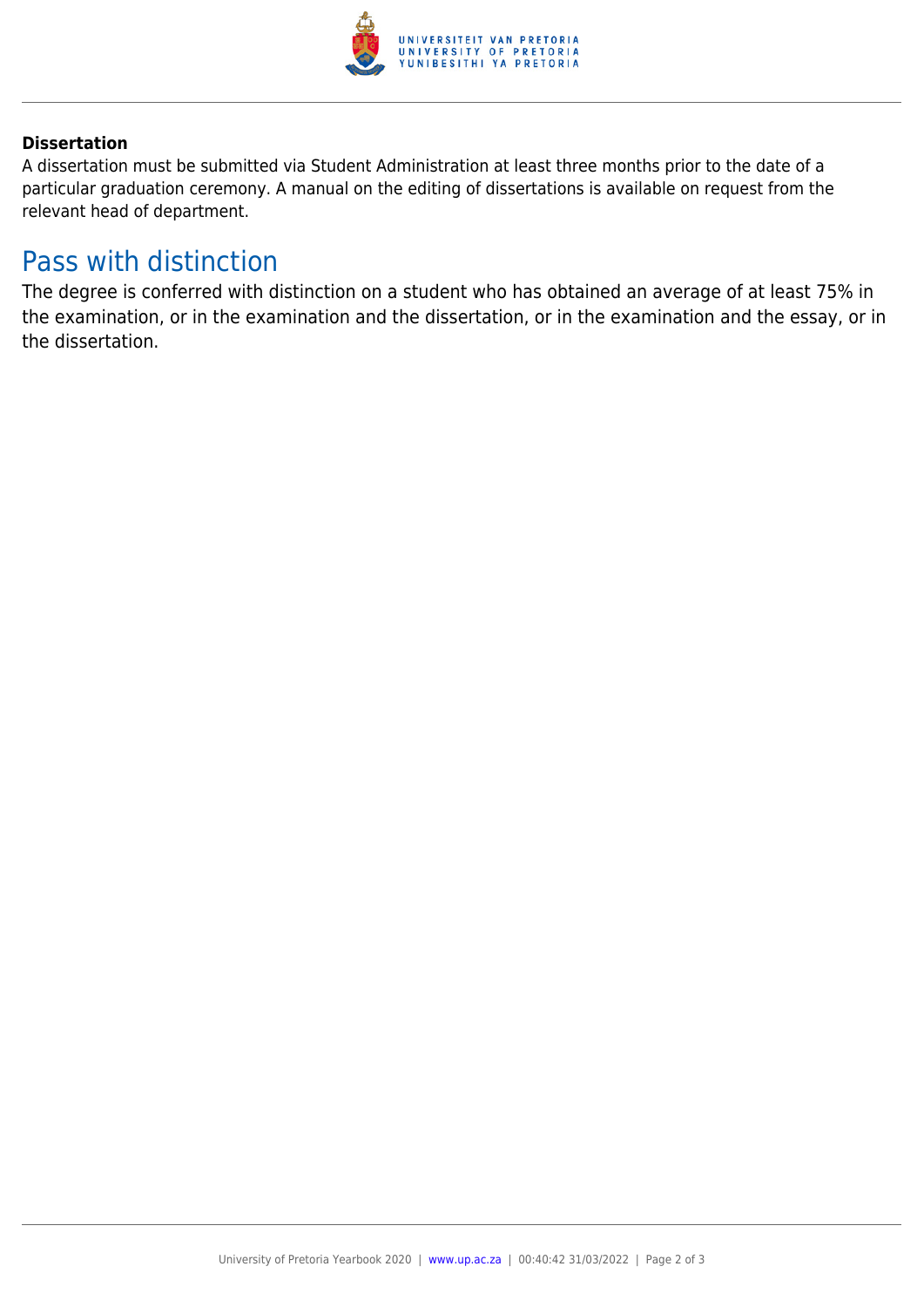**Dissertation**

A dissertation must be submitted via Student Administration at least three months prior to the date of a particular graduation ceremony. A manual on the editing of dissertations is available on request from the relevant head of department.

## Pass with distinction

The degree is conferred with distinction on a student who has obtained an average of at least 75% in the examination, or in the examination and the dissertation, or in the examination and the essay, or in the dissertation.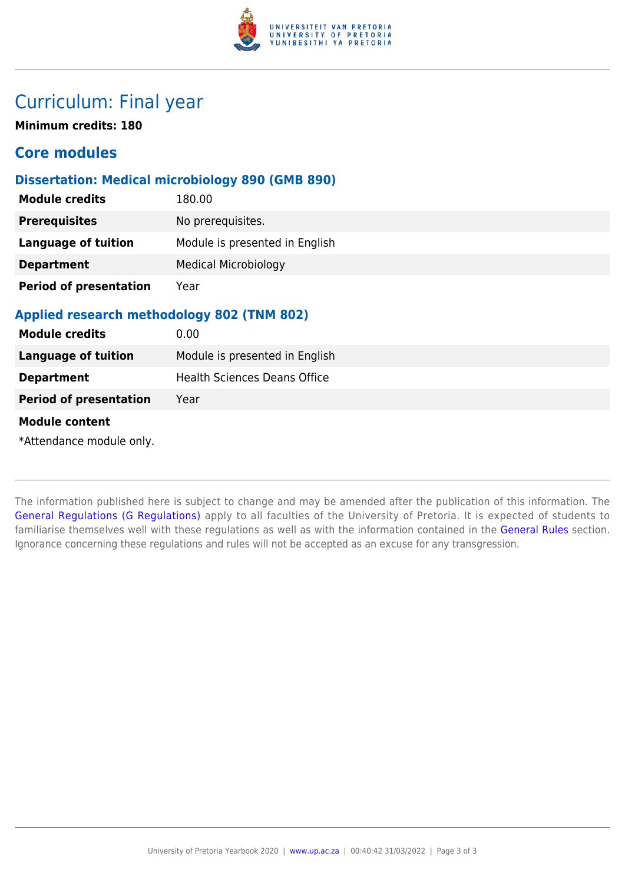# Curriculum: Final year

**Minimum credits: 180**

## Core modules

### Dissertation: Medical microbiology 890 (GMB 890)

| | |
|---|---|
| **Module credits** | 180.00 |
| **Prerequisites** | No prerequisites. |
| **Language of tuition** | Module is presented in English |
| **Department** | Medical Microbiology |
| **Period of presentation** | Year |

### Applied research methodology 802 (TNM 802)

| | |
|---|---|
| **Module credits** | 0.00 |
| **Language of tuition** | Module is presented in English |
| **Department** | Health Sciences Deans Office |
| **Period of presentation** | Year |

**Module content**

*Attendance module only.

The information published here is subject to change and may be amended after the publication of this information. The General Regulations (G Regulations) apply to all faculties of the University of Pretoria. It is expected of students to familiarise themselves well with these regulations as well as with the information contained in the General Rules section. Ignorance concerning these regulations and rules will not be accepted as an excuse for any transgression.